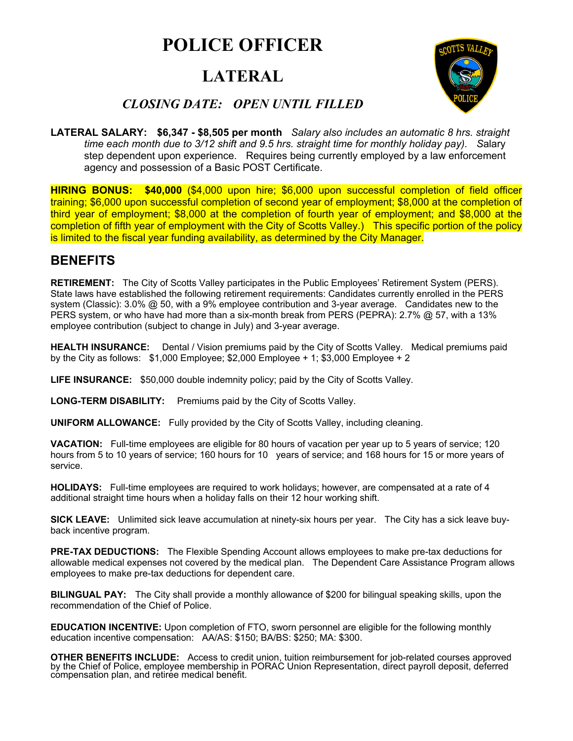# POLICE OFFICER

## LATERAL

***CLOSING DATE: OPEN UNTIL FILLED***

**LATERAL SALARY: $6,347 - $8,505 per month** *Salary also includes an automatic 8 hrs. straight time each month due to 3/12 shift and 9.5 hrs. straight time for monthly holiday pay).* Salary step dependent upon experience. Requires being currently employed by a law enforcement agency and possession of a Basic POST Certificate.

**HIRING BONUS: $40,000** ($4,000 upon hire; $6,000 upon successful completion of field officer training; $6,000 upon successful completion of second year of employment; $8,000 at the completion of third year of employment; $8,000 at the completion of fourth year of employment; and $8,000 at the completion of fifth year of employment with the City of Scotts Valley.) This specific portion of the policy is limited to the fiscal year funding availability, as determined by the City Manager.

## BENEFITS

**RETIREMENT:** The City of Scotts Valley participates in the Public Employees' Retirement System (PERS). State laws have established the following retirement requirements: Candidates currently enrolled in the PERS system (Classic): 3.0% @ 50, with a 9% employee contribution and 3-year average. Candidates new to the PERS system, or who have had more than a six-month break from PERS (PEPRA): 2.7% @ 57, with a 13% employee contribution (subject to change in July) and 3-year average.

**HEALTH INSURANCE:** Dental / Vision premiums paid by the City of Scotts Valley. Medical premiums paid by the City as follows: $1,000 Employee; $2,000 Employee + 1; $3,000 Employee + 2

**LIFE INSURANCE:** $50,000 double indemnity policy; paid by the City of Scotts Valley.

**LONG-TERM DISABILITY:** Premiums paid by the City of Scotts Valley.

**UNIFORM ALLOWANCE:** Fully provided by the City of Scotts Valley, including cleaning.

**VACATION:** Full-time employees are eligible for 80 hours of vacation per year up to 5 years of service; 120 hours from 5 to 10 years of service; 160 hours for 10 years of service; and 168 hours for 15 or more years of service.

**HOLIDAYS:** Full-time employees are required to work holidays; however, are compensated at a rate of 4 additional straight time hours when a holiday falls on their 12 hour working shift.

**SICK LEAVE:** Unlimited sick leave accumulation at ninety-six hours per year. The City has a sick leave buy-back incentive program.

**PRE-TAX DEDUCTIONS:** The Flexible Spending Account allows employees to make pre-tax deductions for allowable medical expenses not covered by the medical plan. The Dependent Care Assistance Program allows employees to make pre-tax deductions for dependent care.

**BILINGUAL PAY:** The City shall provide a monthly allowance of $200 for bilingual speaking skills, upon the recommendation of the Chief of Police.

**EDUCATION INCENTIVE:** Upon completion of FTO, sworn personnel are eligible for the following monthly education incentive compensation: AA/AS: $150; BA/BS: $250; MA: $300.

**OTHER BENEFITS INCLUDE:** Access to credit union, tuition reimbursement for job-related courses approved by the Chief of Police, employee membership in PORAC Union Representation, direct payroll deposit, deferred compensation plan, and retiree medical benefit.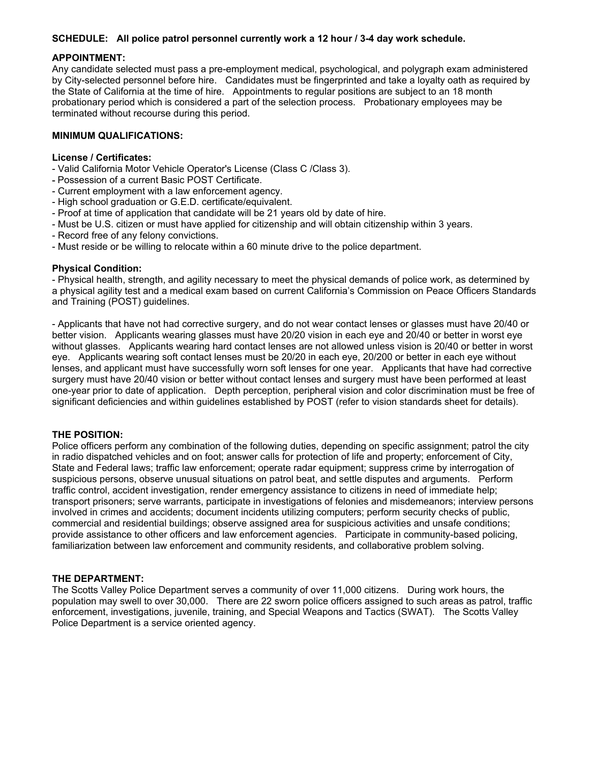**SCHEDULE: All police patrol personnel currently work a 12 hour / 3-4 day work schedule.**

**APPOINTMENT:**

Any candidate selected must pass a pre-employment medical, psychological, and polygraph exam administered by City-selected personnel before hire. Candidates must be fingerprinted and take a loyalty oath as required by the State of California at the time of hire. Appointments to regular positions are subject to an 18 month probationary period which is considered a part of the selection process. Probationary employees may be terminated without recourse during this period.

**MINIMUM QUALIFICATIONS:**

**License / Certificates:**

- Valid California Motor Vehicle Operator's License (Class C /Class 3).
- Possession of a current Basic POST Certificate.
- Current employment with a law enforcement agency.
- High school graduation or G.E.D. certificate/equivalent.
- Proof at time of application that candidate will be 21 years old by date of hire.
- Must be U.S. citizen or must have applied for citizenship and will obtain citizenship within 3 years.
- Record free of any felony convictions.
- Must reside or be willing to relocate within a 60 minute drive to the police department.

**Physical Condition:**

- Physical health, strength, and agility necessary to meet the physical demands of police work, as determined by a physical agility test and a medical exam based on current California's Commission on Peace Officers Standards and Training (POST) guidelines.

- Applicants that have not had corrective surgery, and do not wear contact lenses or glasses must have 20/40 or better vision. Applicants wearing glasses must have 20/20 vision in each eye and 20/40 or better in worst eye without glasses. Applicants wearing hard contact lenses are not allowed unless vision is 20/40 or better in worst eye. Applicants wearing soft contact lenses must be 20/20 in each eye, 20/200 or better in each eye without lenses, and applicant must have successfully worn soft lenses for one year. Applicants that have had corrective surgery must have 20/40 vision or better without contact lenses and surgery must have been performed at least one-year prior to date of application. Depth perception, peripheral vision and color discrimination must be free of significant deficiencies and within guidelines established by POST (refer to vision standards sheet for details).

**THE POSITION:**

Police officers perform any combination of the following duties, depending on specific assignment; patrol the city in radio dispatched vehicles and on foot; answer calls for protection of life and property; enforcement of City, State and Federal laws; traffic law enforcement; operate radar equipment; suppress crime by interrogation of suspicious persons, observe unusual situations on patrol beat, and settle disputes and arguments. Perform traffic control, accident investigation, render emergency assistance to citizens in need of immediate help; transport prisoners; serve warrants, participate in investigations of felonies and misdemeanors; interview persons involved in crimes and accidents; document incidents utilizing computers; perform security checks of public, commercial and residential buildings; observe assigned area for suspicious activities and unsafe conditions; provide assistance to other officers and law enforcement agencies. Participate in community-based policing, familiarization between law enforcement and community residents, and collaborative problem solving.

**THE DEPARTMENT:**

The Scotts Valley Police Department serves a community of over 11,000 citizens. During work hours, the population may swell to over 30,000. There are 22 sworn police officers assigned to such areas as patrol, traffic enforcement, investigations, juvenile, training, and Special Weapons and Tactics (SWAT). The Scotts Valley Police Department is a service oriented agency.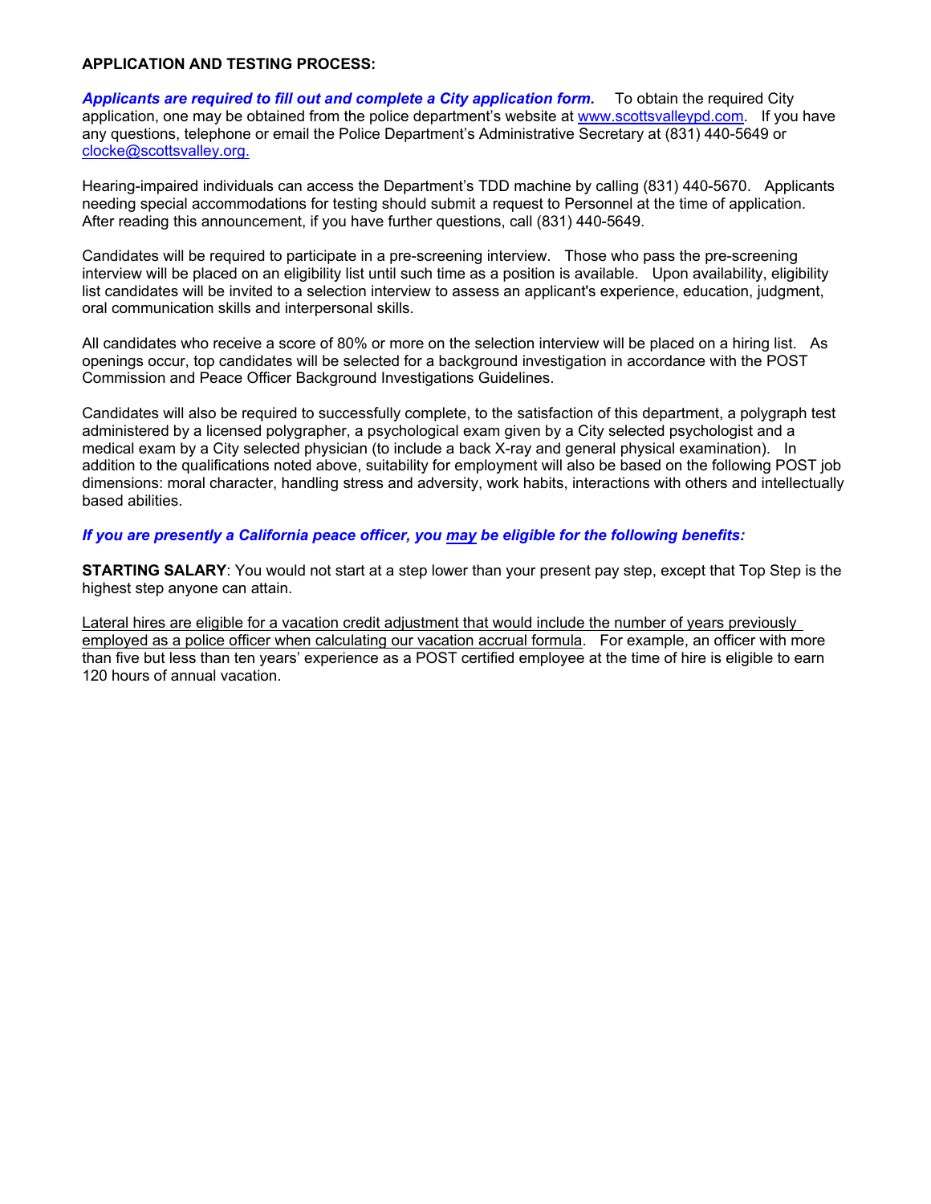**APPLICATION AND TESTING PROCESS:**

***Applicants are required to fill out and complete a City application form.*** To obtain the required City application, one may be obtained from the police department's website at [www.scottsvalleypd.com](http://www.scottsvalleypd.com). If you have any questions, telephone or email the Police Department's Administrative Secretary at (831) 440-5649 or [clocke@scottsvalley.org.](mailto:clocke@scottsvalley.org)

Hearing-impaired individuals can access the Department's TDD machine by calling (831) 440-5670. Applicants needing special accommodations for testing should submit a request to Personnel at the time of application. After reading this announcement, if you have further questions, call (831) 440-5649.

Candidates will be required to participate in a pre-screening interview. Those who pass the pre-screening interview will be placed on an eligibility list until such time as a position is available. Upon availability, eligibility list candidates will be invited to a selection interview to assess an applicant's experience, education, judgment, oral communication skills and interpersonal skills.

All candidates who receive a score of 80% or more on the selection interview will be placed on a hiring list. As openings occur, top candidates will be selected for a background investigation in accordance with the POST Commission and Peace Officer Background Investigations Guidelines.

Candidates will also be required to successfully complete, to the satisfaction of this department, a polygraph test administered by a licensed polygrapher, a psychological exam given by a City selected psychologist and a medical exam by a City selected physician (to include a back X-ray and general physical examination). In addition to the qualifications noted above, suitability for employment will also be based on the following POST job dimensions: moral character, handling stress and adversity, work habits, interactions with others and intellectually based abilities.

***If you are presently a California peace officer, you <u>may</u> be eligible for the following benefits:***

**STARTING SALARY**: You would not start at a step lower than your present pay step, except that Top Step is the highest step anyone can attain.

<u>Lateral hires are eligible for a vacation credit adjustment that would include the number of years previously employed as a police officer when calculating our vacation accrual formula</u>. For example, an officer with more than five but less than ten years' experience as a POST certified employee at the time of hire is eligible to earn 120 hours of annual vacation.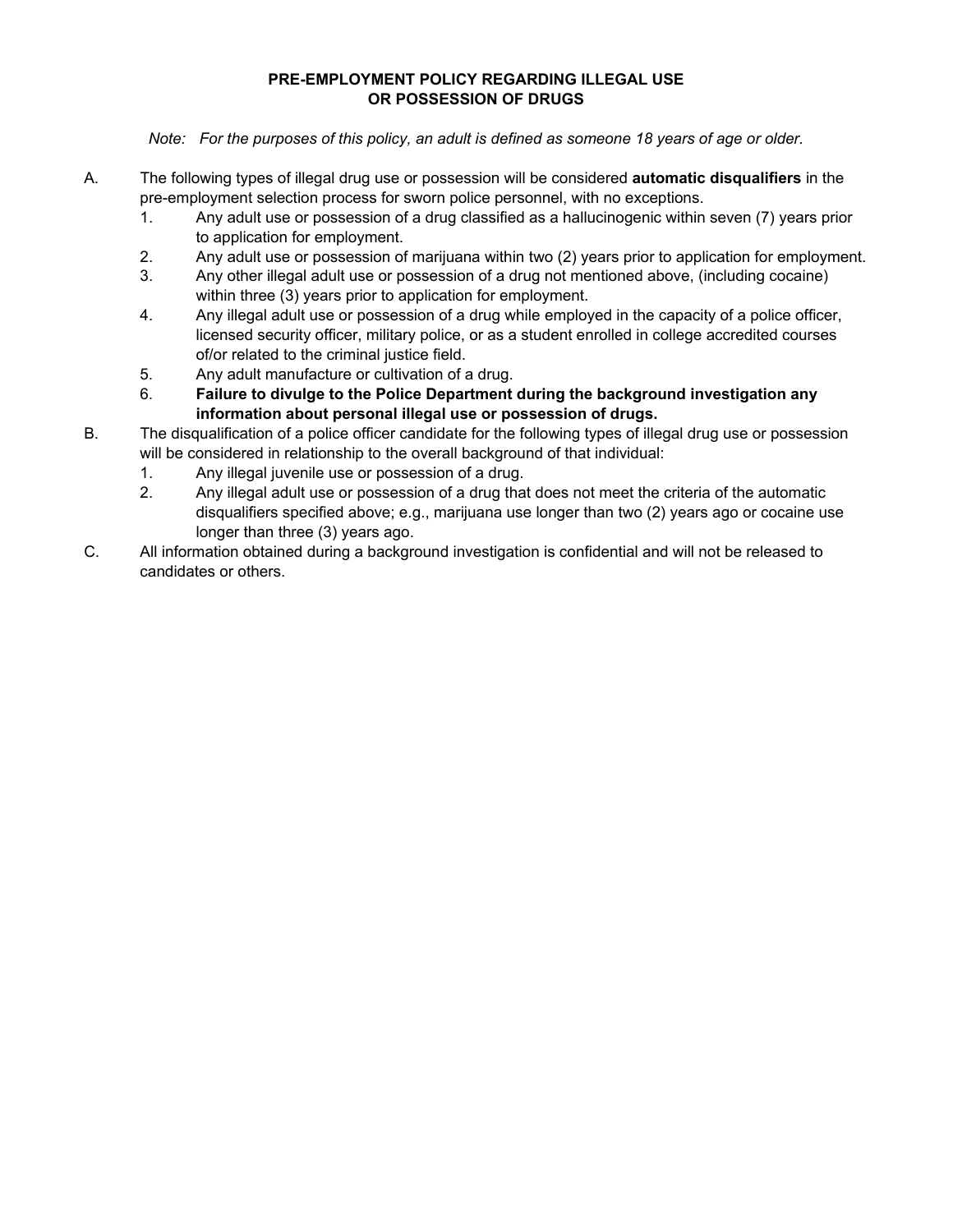# PRE-EMPLOYMENT POLICY REGARDING ILLEGAL USE OR POSSESSION OF DRUGS

*Note: For the purposes of this policy, an adult is defined as someone 18 years of age or older.*

A. The following types of illegal drug use or possession will be considered **automatic disqualifiers** in the pre-employment selection process for sworn police personnel, with no exceptions.

1. Any adult use or possession of a drug classified as a hallucinogenic within seven (7) years prior to application for employment.
2. Any adult use or possession of marijuana within two (2) years prior to application for employment.
3. Any other illegal adult use or possession of a drug not mentioned above, (including cocaine) within three (3) years prior to application for employment.
4. Any illegal adult use or possession of a drug while employed in the capacity of a police officer, licensed security officer, military police, or as a student enrolled in college accredited courses of/or related to the criminal justice field.
5. Any adult manufacture or cultivation of a drug.
6. **Failure to divulge to the Police Department during the background investigation any information about personal illegal use or possession of drugs.**

B. The disqualification of a police officer candidate for the following types of illegal drug use or possession will be considered in relationship to the overall background of that individual:

1. Any illegal juvenile use or possession of a drug.
2. Any illegal adult use or possession of a drug that does not meet the criteria of the automatic disqualifiers specified above; e.g., marijuana use longer than two (2) years ago or cocaine use longer than three (3) years ago.

C. All information obtained during a background investigation is confidential and will not be released to candidates or others.